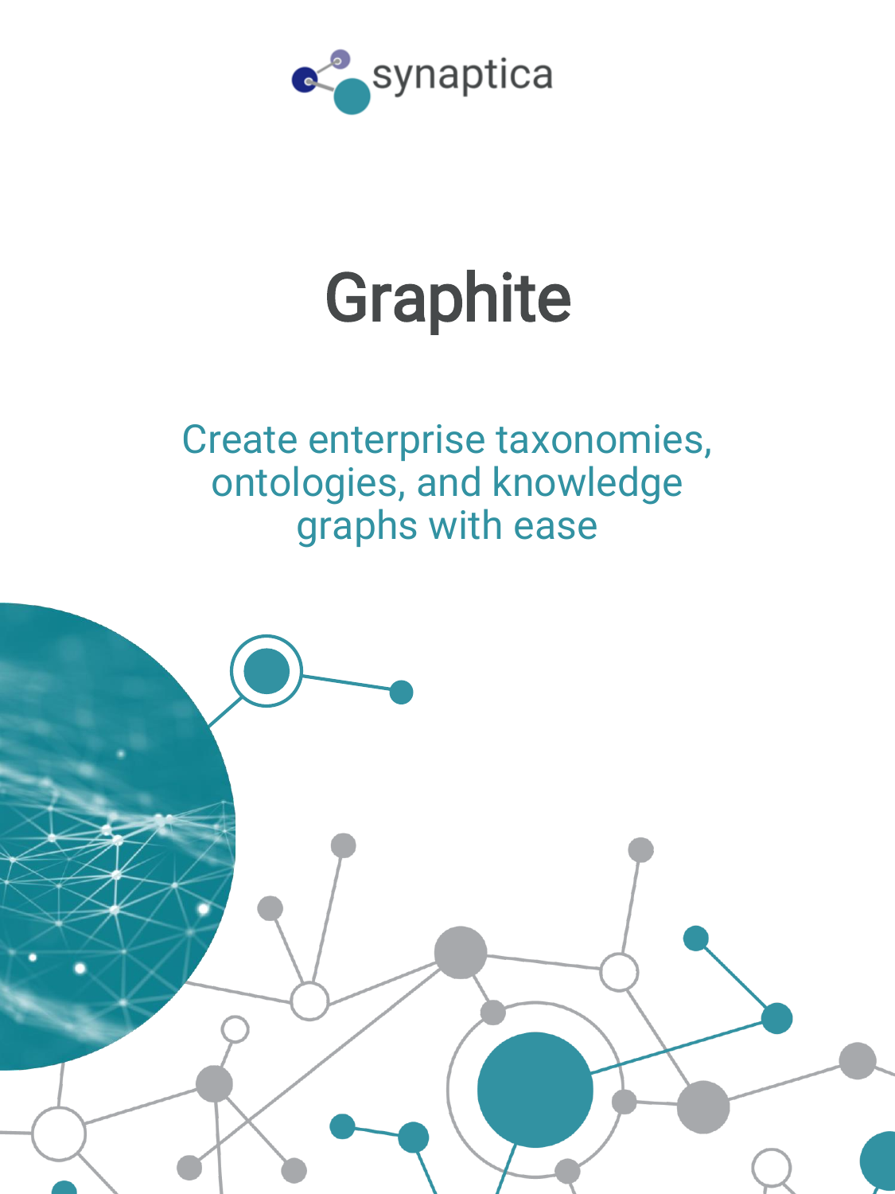synaptica

# Graphite

Create enterprise taxonomies, ontologies, and knowledge graphs with ease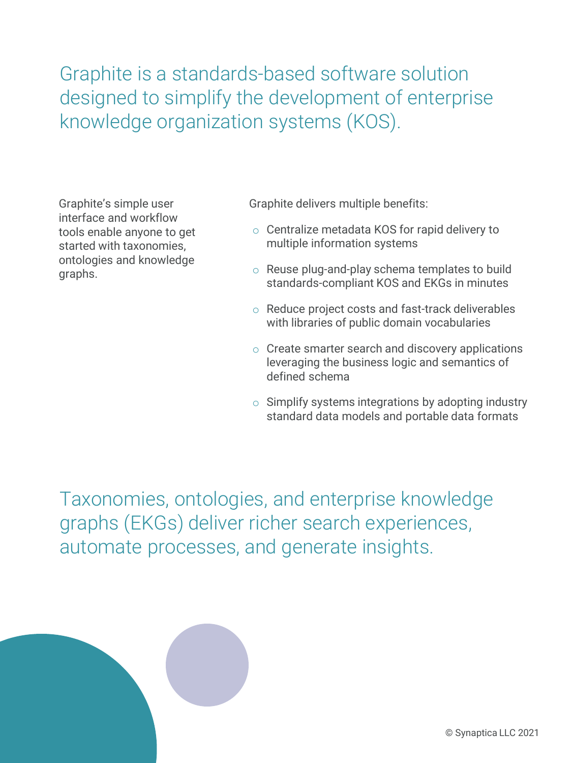## Graphite is a standards-based software solution designed to simplify the development of enterprise knowledge organization systems (KOS).

Graphite's simple user interface and workflow tools enable anyone to get started with taxonomies, ontologies and knowledge graphs.

Graphite delivers multiple benefits:

- Centralize metadata KOS for rapid delivery to multiple information systems
- Reuse plug-and-play schema templates to build standards-compliant KOS and EKGs in minutes
- Reduce project costs and fast-track deliverables with libraries of public domain vocabularies
- Create smarter search and discovery applications leveraging the business logic and semantics of defined schema
- Simplify systems integrations by adopting industry standard data models and portable data formats

## Taxonomies, ontologies, and enterprise knowledge graphs (EKGs) deliver richer search experiences, automate processes, and generate insights.

© Synaptica LLC 2021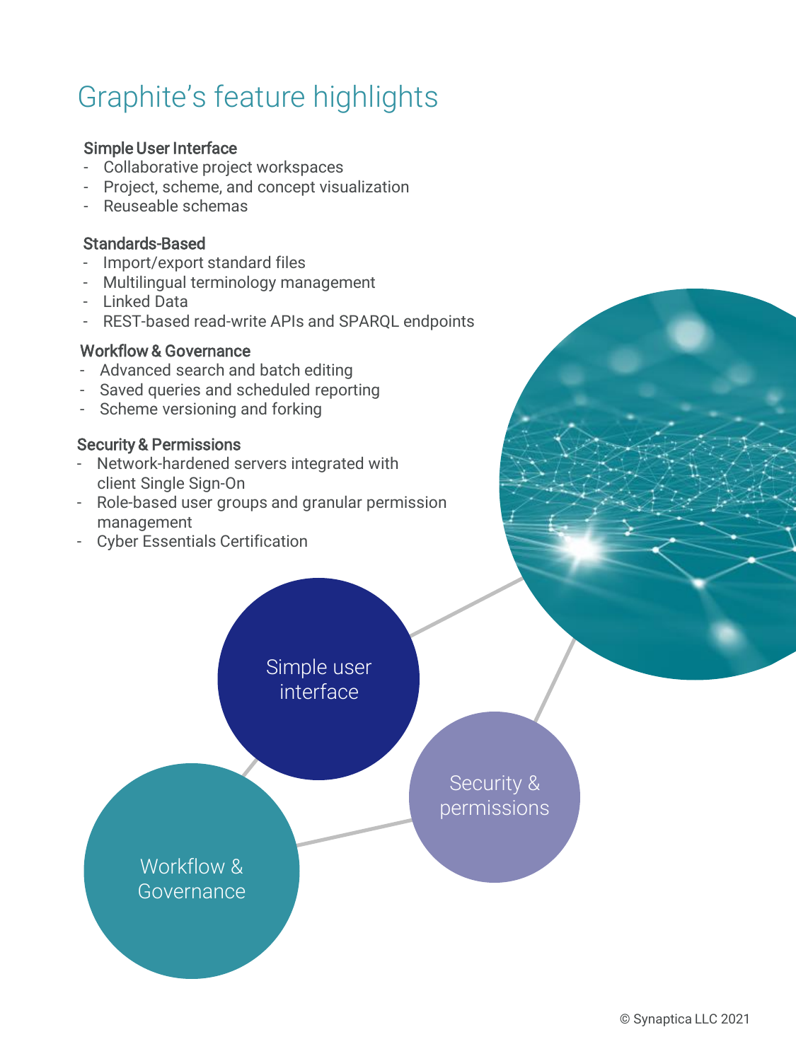# Graphite's feature highlights

**Simple User Interface**
- Collaborative project workspaces
- Project, scheme, and concept visualization
- Reuseable schemas

**Standards-Based**
- Import/export standard files
- Multilingual terminology management
- Linked Data
- REST-based read-write APIs and SPARQL endpoints

**Workflow & Governance**
- Advanced search and batch editing
- Saved queries and scheduled reporting
- Scheme versioning and forking

**Security & Permissions**
- Network-hardened servers integrated with client Single Sign-On
- Role-based user groups and granular permission management
- Cyber Essentials Certification

Simple user interface

Security & permissions

Workflow & Governance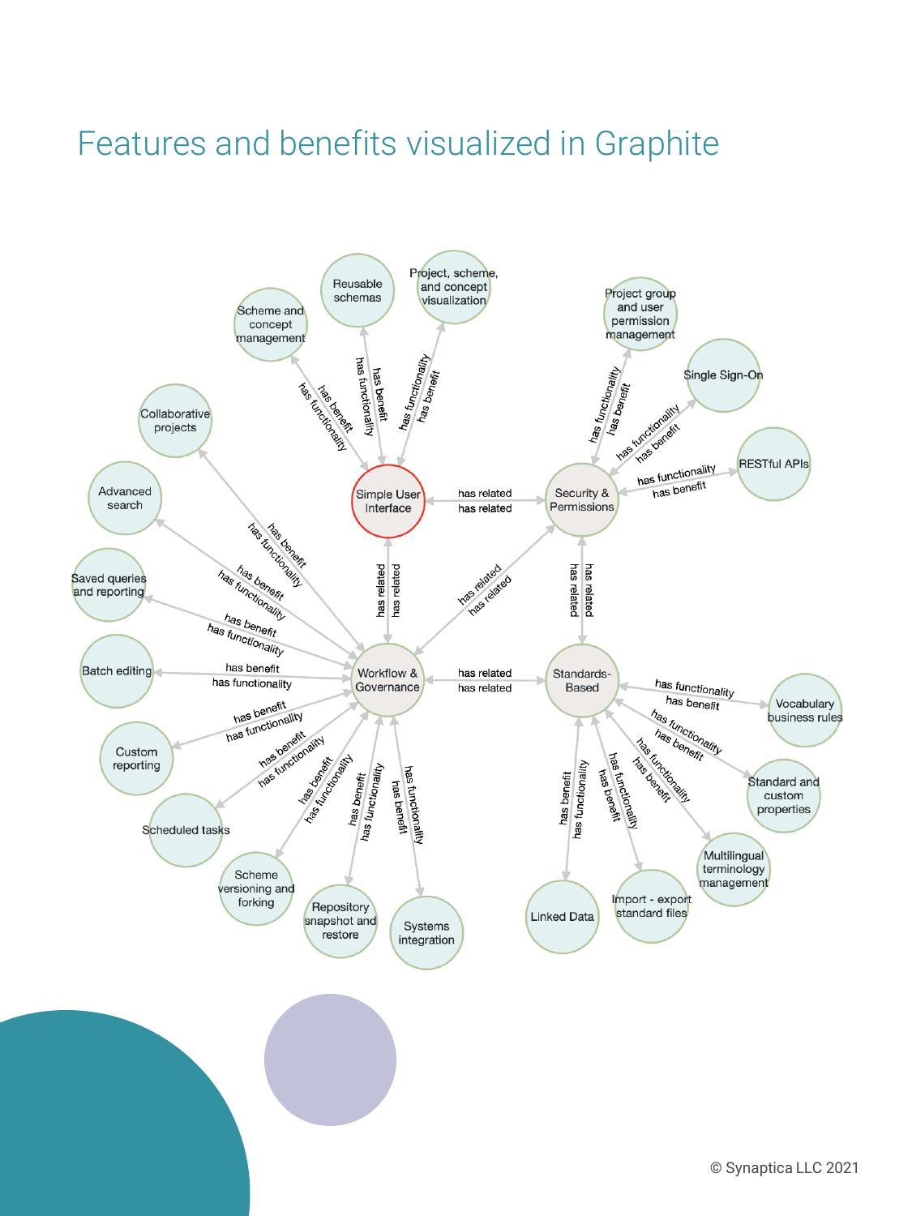# Features and benefits visualized in Graphite

**Simple User Interface**
- has related: Security & Permissions
- has related: Workflow & Governance
- has functionality / has benefit: Scheme and concept management
- has functionality / has benefit: Reusable schemas
- has functionality / has benefit: Project, scheme, and concept visualization

**Security & Permissions**
- has related: Simple User Interface
- has related: Workflow & Governance
- has related: Standards-Based
- has functionality / has benefit: Project group and user permission management
- has functionality / has benefit: Single Sign-On
- has functionality / has benefit: RESTful APIs

**Workflow & Governance**
- has related: Simple User Interface
- has related: Security & Permissions
- has related: Standards-Based
- has benefit / has functionality: Collaborative projects
- has benefit / has functionality: Advanced search
- has benefit / has functionality: Saved queries and reporting
- has benefit / has functionality: Batch editing
- has benefit / has functionality: Custom reporting
- has benefit / has functionality: Scheduled tasks
- has benefit / has functionality: Scheme versioning and forking
- has benefit / has functionality: Repository snapshot and restore
- has functionality / has benefit: Systems integration

**Standards-Based**
- has related: Security & Permissions
- has related: Workflow & Governance
- has functionality / has benefit: Vocabulary business rules
- has functionality / has benefit: Standard and custom properties
- has functionality / has benefit: Multilingual terminology management
- has functionality / has benefit: Import - export standard files
- has benefit / has functionality: Linked Data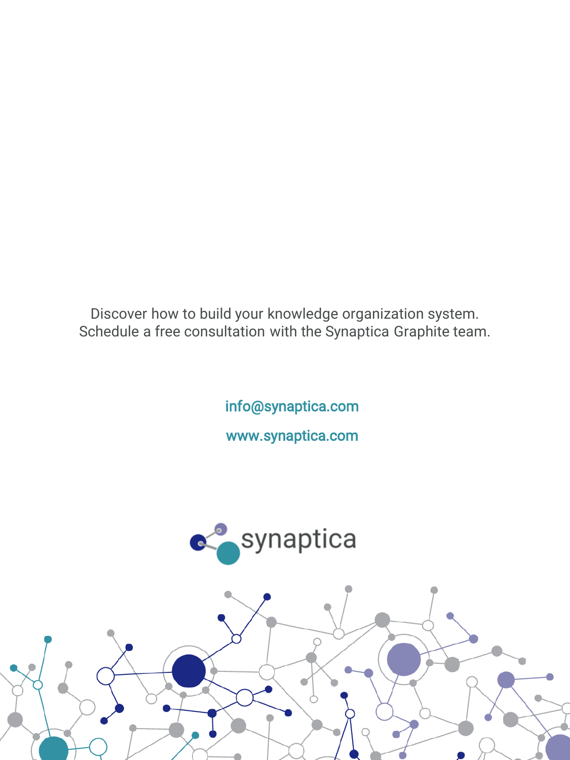Discover how to build your knowledge organization system.
Schedule a free consultation with the Synaptica Graphite team.

info@synaptica.com

www.synaptica.com

synaptica